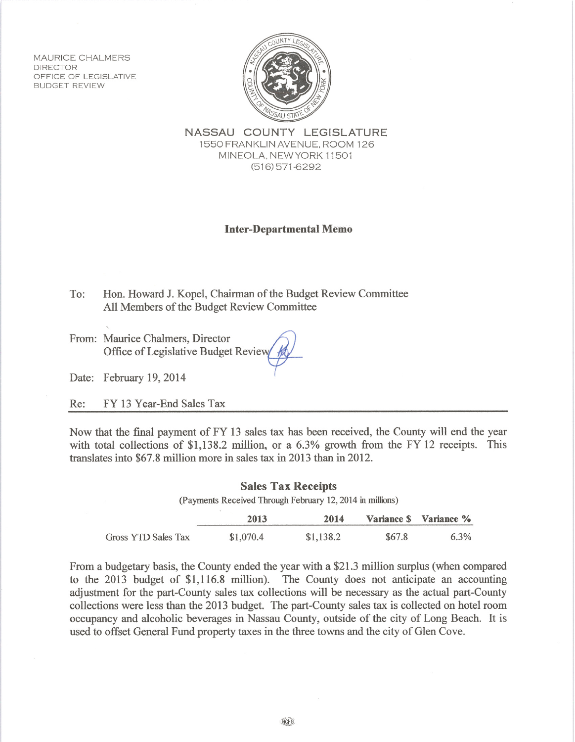MAURICE CHALMERS
DIRECTOR
OFFICE OF LEGISLATIVE
BUDGET REVIEW

NASSAU COUNTY LEGISLATURE
1550 FRANKLIN AVENUE, ROOM 126
MINEOLA, NEW YORK 11501
(516) 571-6292

## Inter-Departmental Memo

To: Hon. Howard J. Kopel, Chairman of the Budget Review Committee
All Members of the Budget Review Committee

From: Maurice Chalmers, Director
Office of Legislative Budget Review

Date: February 19, 2014

Re: FY 13 Year-End Sales Tax

Now that the final payment of FY 13 sales tax has been received, the County will end the year with total collections of $1,138.2 million, or a 6.3% growth from the FY 12 receipts. This translates into $67.8 million more in sales tax in 2013 than in 2012.

**Sales Tax Receipts**
(Payments Received Through February 12, 2014 in millions)

| | 2013 | 2014 | Variance $ | Variance % |
|---|---|---|---|---|
| Gross YTD Sales Tax | $1,070.4 | $1,138.2 | $67.8 | 6.3% |

From a budgetary basis, the County ended the year with a $21.3 million surplus (when compared to the 2013 budget of $1,116.8 million). The County does not anticipate an accounting adjustment for the part-County sales tax collections will be necessary as the actual part-County collections were less than the 2013 budget. The part-County sales tax is collected on hotel room occupancy and alcoholic beverages in Nassau County, outside of the city of Long Beach. It is used to offset General Fund property taxes in the three towns and the city of Glen Cove.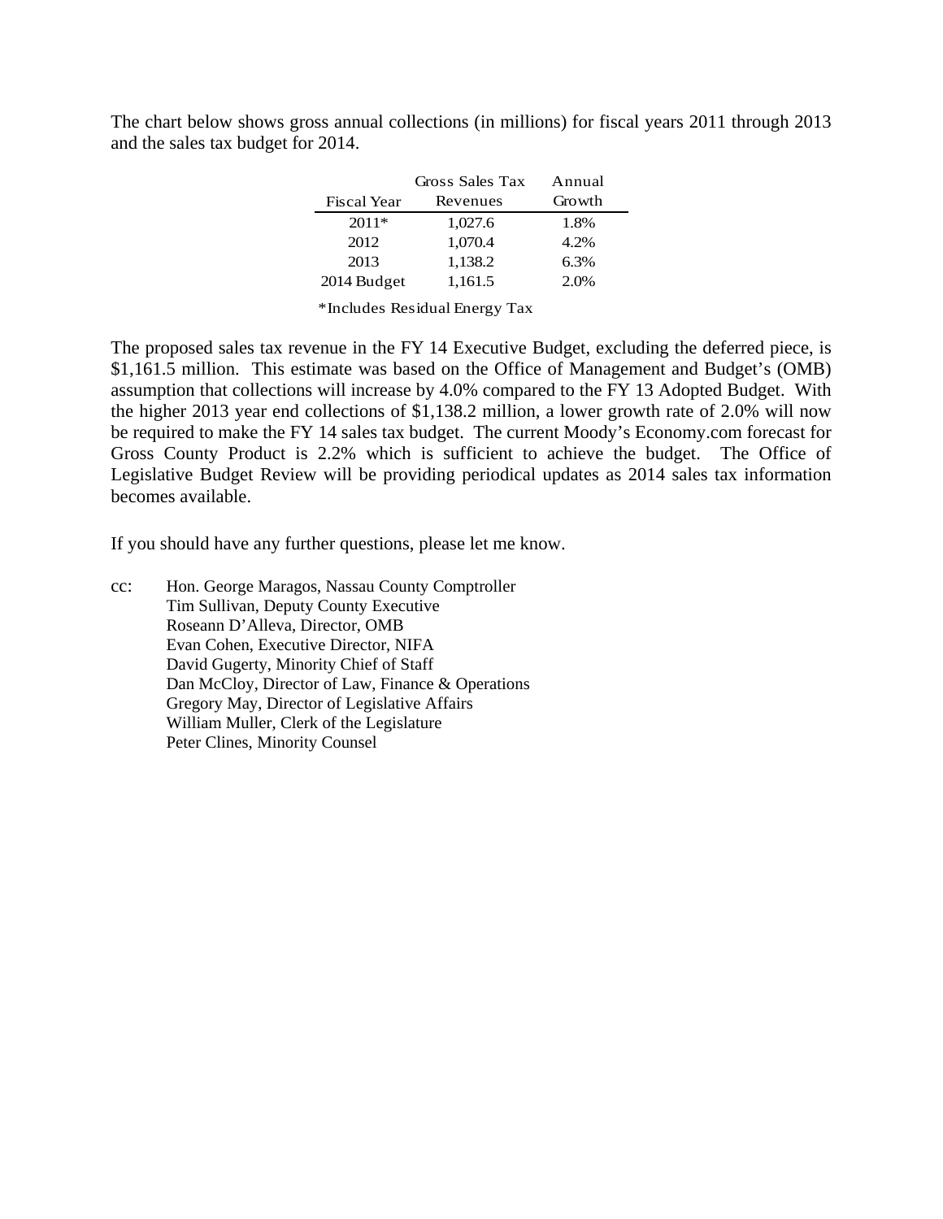The chart below shows gross annual collections (in millions) for fiscal years 2011 through 2013 and the sales tax budget for 2014.

| Fiscal Year | Gross Sales Tax Revenues | Annual Growth |
|---|---|---|
| 2011* | 1,027.6 | 1.8% |
| 2012 | 1,070.4 | 4.2% |
| 2013 | 1,138.2 | 6.3% |
| 2014 Budget | 1,161.5 | 2.0% |

*Includes Residual Energy Tax

The proposed sales tax revenue in the FY 14 Executive Budget, excluding the deferred piece, is $1,161.5 million. This estimate was based on the Office of Management and Budget's (OMB) assumption that collections will increase by 4.0% compared to the FY 13 Adopted Budget. With the higher 2013 year end collections of $1,138.2 million, a lower growth rate of 2.0% will now be required to make the FY 14 sales tax budget. The current Moody's Economy.com forecast for Gross County Product is 2.2% which is sufficient to achieve the budget. The Office of Legislative Budget Review will be providing periodical updates as 2014 sales tax information becomes available.

If you should have any further questions, please let me know.

cc: Hon. George Maragos, Nassau County Comptroller
Tim Sullivan, Deputy County Executive
Roseann D'Alleva, Director, OMB
Evan Cohen, Executive Director, NIFA
David Gugerty, Minority Chief of Staff
Dan McCloy, Director of Law, Finance & Operations
Gregory May, Director of Legislative Affairs
William Muller, Clerk of the Legislature
Peter Clines, Minority Counsel